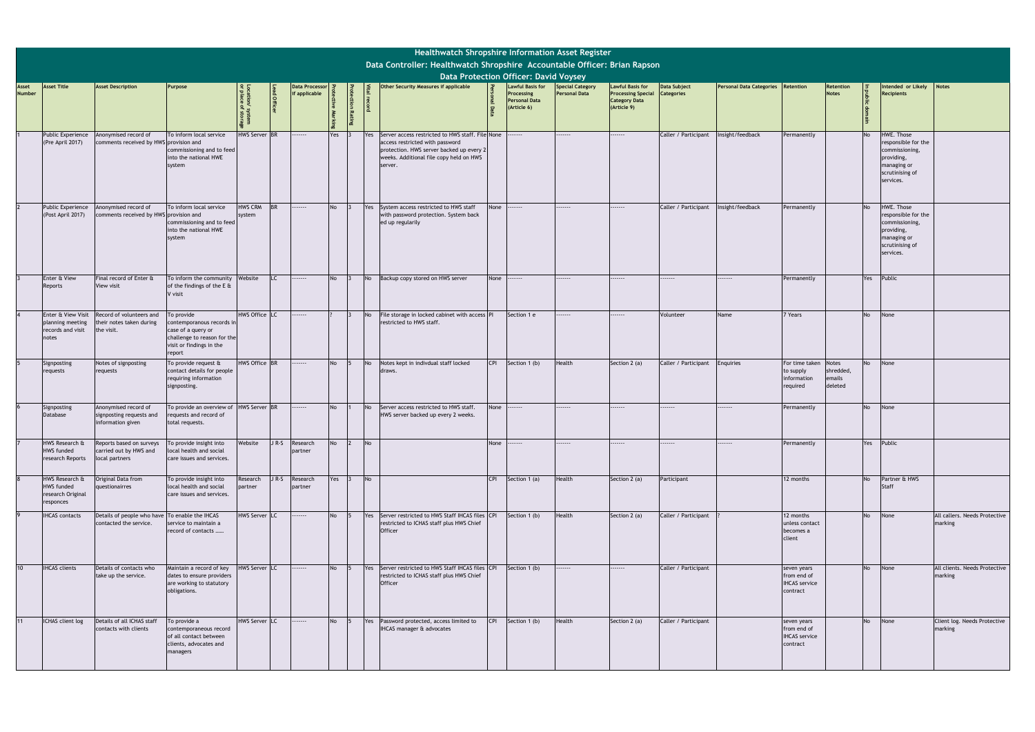# Healthwatch Shropshire Information Asset Register

## Data Controller: Healthwatch Shropshire Accountable Officer: Brian Rapson

### Data Protection Officer: David Voysey

| Asset Number | Asset Title | Asset Description | Purpose | Location/ system or place of storage | Lead Officer | Data Processor if applicable | Protective Marking | Protection Rating | Vital record | Other Security Measures if applicable | Personal Data | Lawful Basis for Processing Personal Data (Article 6) | Special Category Personal Data | Lawful Basis for Processing Special Category Data (Article 9) | Data Subject Categories | Personal Data Categories | Retention | Retention Notes | In public domain | Intended or Likely Recipients | Notes |
|---|---|---|---|---|---|---|---|---|---|---|---|---|---|---|---|---|---|---|---|---|---|
| 1 | Public Experience (Pre April 2017) | Anonymised record of comments received by HWS | To inform local service provision and commissioning and to feed into the national HWE system | HWS Server | BR | ------- | Yes | 3 | Yes | Server access restricted to HWS staff. File access restricted with password protection. HWS server backed up every 2 weeks. Additional file copy held on HWS server. | None | ------- | ------- | ------- | Caller / Participant | Insight/feedback | Permanently | | No | HWE. Those responsible for the commissioning, providing, managing or scrutinising of services. | |
| 2 | Public Experience (Post April 2017) | Anonymised record of comments received by HWS | To inform local service provision and commissioning and to feed into the national HWE system | HWS CRM system | BR | ------- | No | 3 | Yes | System access restricted to HWS staff with password protection. System back ed up regularily | None | ------- | ------- | ------- | Caller / Participant | Insight/feedback | Permanently | | No | HWE. Those responsible for the commissioning, providing, managing or scrutinising of services. | |
| 3 | Enter & View Reports | Final record of Enter & View visit | To inform the community of the findings of the E & V visit | Website | LC | ------- | No | 3 | No | Backup copy stored on HWS server | None | ------- | ------- | ------- | ------- | ------- | Permanently | | Yes | Public | |
| 4 | Enter & View Visit planning meeting records and visit notes | Record of volunteers and their notes taken during the visit. | To provide contemporanous records in case of a query or challenge to reason for the visit or findings in the report | HWS Office | LC | ------- | ? | 3 | No | File storage in locked cabinet with access restricted to HWS staff. | PI | Section 1 e | ------- | ------- | Volunteer | Name | 7 Years | | No | None | |
| 5 | Signposting requests | Notes of signposting requests | To provide request & contact details for people requiring information signposting. | HWS Office | BR | ------- | No | 5 | No | Notes kept in indivdual staff locked draws. | CPI | Section 1 (b) | Health | Section 2 (a) | Caller / Participant | Enquiries | For time taken to supply information required | Notes shredded, emails deleted | No | None | |
| 6 | Signposting Database | Anonymised record of signposting requests and information given | To provide an overview of requests and record of total requests. | HWS Server | BR | ------- | No | 1 | No | Server access restricted to HWS staff. HWS server backed up every 2 weeks. | None | ------- | ------- | ------- | ------- | ------- | Permanently | | No | None | |
| 7 | HWS Research & HWS funded research Reports | Reports based on surveys carried out by HWS and local partners | To provide insight into local health and social care issues and services. | Website | J R-S | Research partner | No | 2 | No | | None | ------- | ------- | ------- | ------- | ------- | Permanently | | Yes | Public | |
| 8 | HWS Research & HWS funded research Original responces | Original Data from questionairres | To provide insight into local health and social care issues and services. | Research partner | J R-S | Research partner | Yes | 3 | No | | CPI | Section 1 (a) | Health | Section 2 (a) | Participant | | 12 months | | No | Partner & HWS Staff | |
| 9 | IHCAS contacts | Details of people who have contacted the service. | To enable the IHCAS service to maintain a record of contacts …… | HWS Server | LC | ------- | No | 5 | Yes | Server restricted to HWS Staff IHCAS files restricted to ICHAS staff plus HWS Chief Officer | CPI | Section 1 (b) | Health | Section 2 (a) | Caller / Participant | ? | 12 months unless contact becomes a client | | No | None | All callers. Needs Protective marking |
| 10 | IHCAS clients | Details of contacts who take up the service. | Maintain a record of key dates to ensure providers are working to statutory obligations. | HWS Server | LC | ------- | No | 5 | Yes | Server restricted to HWS Staff IHCAS files restricted to ICHAS staff plus HWS Chief Officer | CPI | Section 1 (b) | ------- | ------- | Caller / Participant | | seven years from end of IHCAS service contract | | No | None | All clients. Needs Protective marking |
| 11 | ICHAS client log | Details of all ICHAS staff contacts with clients | To provide a contemporaneous record of all contact between clients, advocates and managers | HWS Server | LC | ------- | No | 5 | Yes | Password protected, access limited to IHCAS manager & advocates | CPI | Section 1 (b) | Health | Section 2 (a) | Caller / Participant | | seven years from end of IHCAS service contract | | No | None | Client log. Needs Protective marking |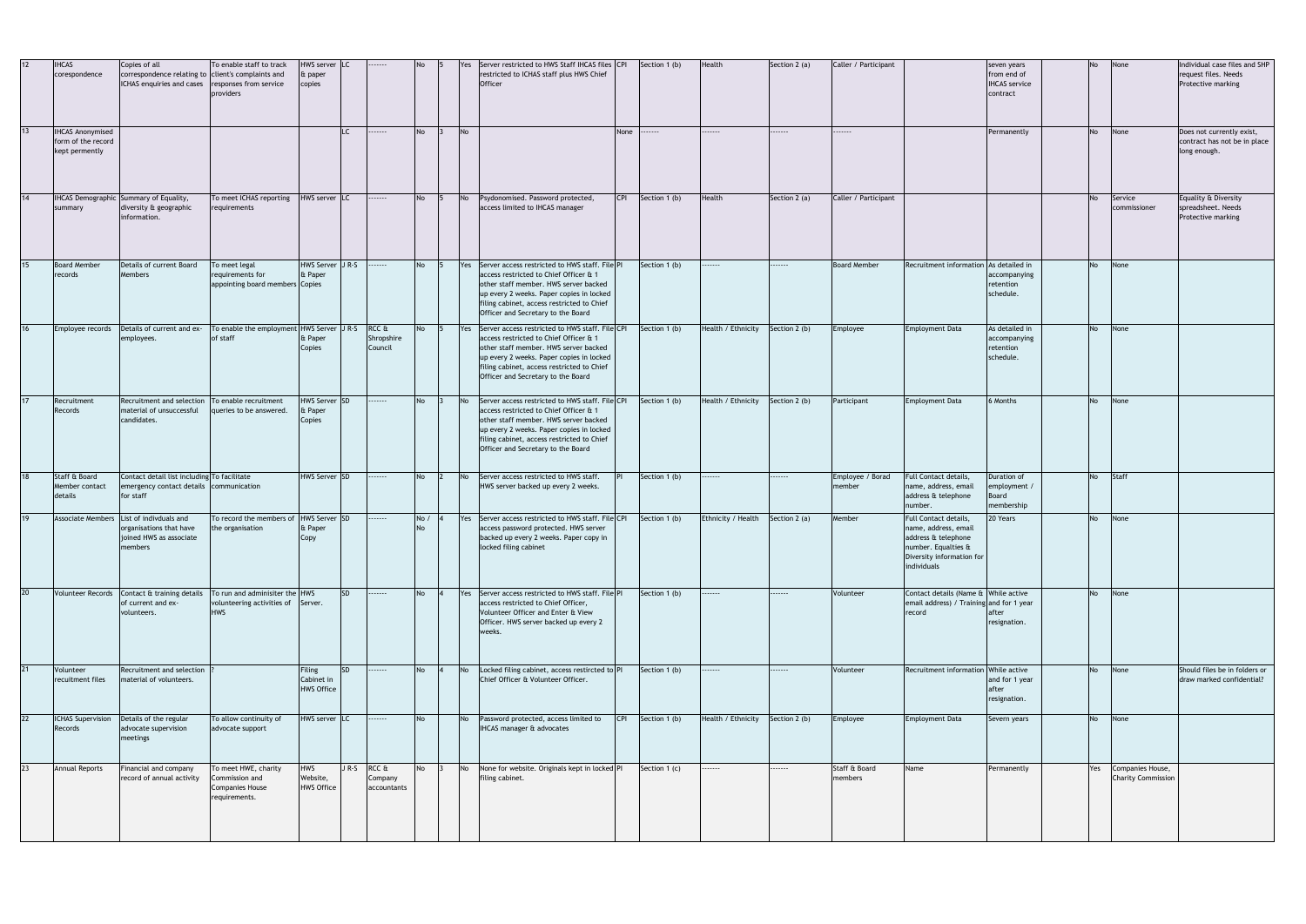| 12 | IHCAS corespondence | Copies of all correspondence relating to ICHAS enquiries and cases | To enable staff to track client's complaints and responses from service providers | HWS server & paper copies | LC | ------- | No | 5 | Yes | Server restricted to HWS Staff IHCAS files restricted to ICHAS staff plus HWS Chief Officer | CPI | Section 1 (b) | Health | Section 2 (a) | Caller / Participant | | seven years from end of IHCAS service contract | | No | None | Individual case files and SHP request files. Needs Protective marking |
|---|---|---|---|---|---|---|---|---|---|---|---|---|---|---|---|---|---|---|---|---|---|
| 13 | IHCAS Anonymised form of the record kept permently | | | | LC | ------- | No | 3 | No | | None | ------- | ------- | ------- | ------- | | Permanently | | No | None | Does not currently exist, contract has not be in place long enough. |
| 14 | IHCAS Demographic summary | Summary of Equality, diversity & geographic information. | To meet ICHAS reporting requirements | HWS server | LC | ------- | No | 5 | No | Psydonomised. Password protected, access limited to IHCAS manager | CPI | Section 1 (b) | Health | Section 2 (a) | Caller / Participant | | | | No | Service commissioner | Equality & Diversity spreadsheet. Needs Protective marking |
| 15 | Board Member records | Details of current Board Members | To meet legal requirements for appointing board members | HWS Server & Paper Copies | J R-S | ------- | No | 5 | Yes | Server access restricted to HWS staff. File access restricted to Chief Officer & 1 other staff member. HWS server backed up every 2 weeks. Paper copies in locked filing cabinet, access restricted to Chief Officer and Secretary to the Board | PI | Section 1 (b) | ------- | ------- | Board Member | Recruitment information | As detailed in accompanying retention schedule. | | No | None | |
| 16 | Employee records | Details of current and ex-employees. | To enable the employment of staff | HWS Server & Paper Copies | J R-S | RCC & Shropshire Council | No | 5 | Yes | Server access restricted to HWS staff. File access restricted to Chief Officer & 1 other staff member. HWS server backed up every 2 weeks. Paper copies in locked filing cabinet, access restricted to Chief Officer and Secretary to the Board | CPI | Section 1 (b) | Health / Ethnicity | Section 2 (b) | Employee | Employment Data | As detailed in accompanying retention schedule. | | No | None | |
| 17 | Recruitment Records | Recruitment and selection material of unsuccessful candidates. | To enable recruitment queries to be answered. | HWS Server & Paper Copies | SD | ------- | No | 3 | No | Server access restricted to HWS staff. File access restricted to Chief Officer & 1 other staff member. HWS server backed up every 2 weeks. Paper copies in locked filing cabinet, access restricted to Chief Officer and Secretary to the Board | CPI | Section 1 (b) | Health / Ethnicity | Section 2 (b) | Participant | Employment Data | 6 Months | | No | None | |
| 18 | Staff & Board Member contact details | Contact detail list including emergency contact details for staff | To facilitate communication | HWS Server | SD | ------- | No | 2 | No | Server access restricted to HWS staff. HWS server backed up every 2 weeks. | PI | Section 1 (b) | ------- | ------- | Employee / Borad member | Full Contact details, name, address, email address & telephone number. | Duration of employment / Board membership | | No | Staff | |
| 19 | Associate Members | List of indivduals and organisations that have joined HWS as associate members | To record the members of the organisation | HWS Server & Paper Copy | SD | ------- | No / No | 4 | Yes | Server access restricted to HWS staff. File access password protected. HWS server backed up every 2 weeks. Paper copy in locked filing cabinet | CPI | Section 1 (b) | Ethnicity / Health | Section 2 (a) | Member | Full Contact details, name, address, email address & telephone number. Equalties & Diversity information for individuals | 20 Years | | No | None | |
| 20 | Volunteer Records | Contact & training details of current and ex-volunteers. | To run and adminisiter the volunteering activities of HWS | HWS Server. | SD | ------- | No | 4 | Yes | Server access restricted to HWS staff. File access restricted to Chief Officer, Volunteer Officer and Enter & View Officer. HWS server backed up every 2 weeks. | PI | Section 1 (b) | ------- | ------- | Volunteer | Contact details (Name & email address) / Training record | While active and for 1 year after resignation. | | No | None | |
| 21 | Volunteer recuitment files | Recruitment and selection material of volunteers. | ? | Filing Cabinet in HWS Office | SD | ------- | No | 4 | No | Locked filing cabinet, access restircted to Chief Officer & Volunteer Officer. | PI | Section 1 (b) | ------- | ------- | Volunteer | Recruitment information | While active and for 1 year after resignation. | | No | None | Should files be in folders or draw marked confidential? |
| 22 | ICHAS Supervision Records | Details of the regular advocate supervision meetings | To allow continuity of advocate support | HWS server | LC | ------- | No | | No | Password protected, access limited to IHCAS manager & advocates | CPI | Section 1 (b) | Health / Ethnicity | Section 2 (b) | Employee | Employment Data | Severn years | | No | None | |
| 23 | Annual Reports | Financial and company record of annual activity | To meet HWE, charity Commission and Companies House requirements. | HWS Website, HWS Office | J R-S | RCC & Company accountants | No | 3 | No | None for website. Originals kept in locked filing cabinet. | PI | Section 1 (c) | ------- | ------- | Staff & Board members | Name | Permanently | | Yes | Companies House, Charity Commission | |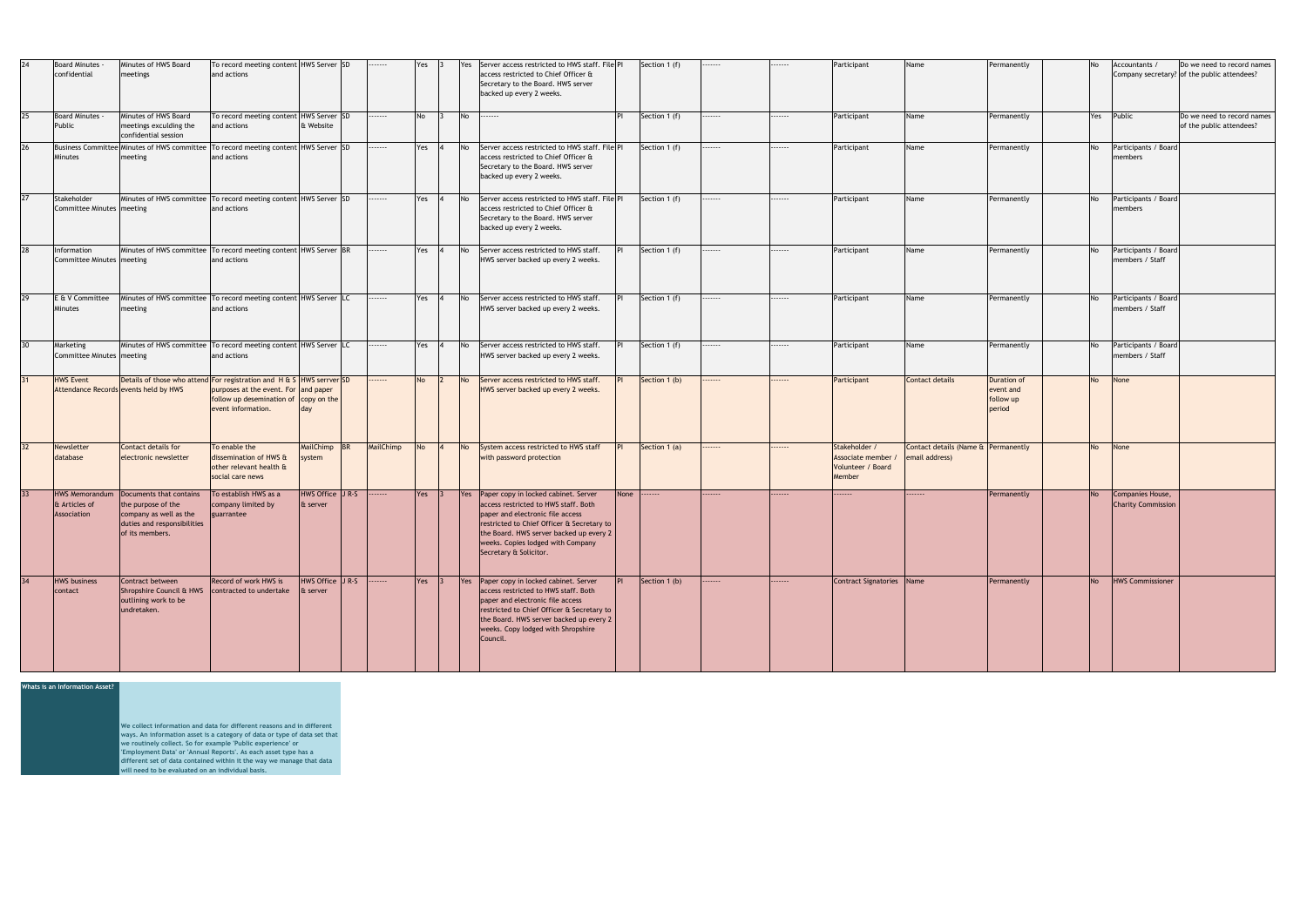| | | | | | | | | | | | | | | | | | | | | | |
|---|---|---|---|---|---|---|---|---|---|---|---|---|---|---|---|---|---|---|---|---|---|
| 24 | Board Minutes - confidential | Minutes of HWS Board meetings | To record meeting content and actions | HWS Server | SD | ------- | Yes | 3 | Yes | Server access restricted to HWS staff. File access restricted to Chief Officer & Secretary to the Board. HWS server backed up every 2 weeks. | PI | Section 1 (f) | ------- | ------- | Participant | Name | Permanently | | No | Accountants / Company secretary? | Do we need to record names of the public attendees? |
| 25 | Board Minutes - Public | Minutes of HWS Board meetings exculding the confidential session | To record meeting content and actions | HWS Server & Website | SD | ------- | No | 3 | No | ------- | PI | Section 1 (f) | ------- | ------- | Participant | Name | Permanently | | Yes | Public | Do we need to record names of the public attendees? |
| 26 | Business Committee Minutes | Minutes of HWS committee meeting | To record meeting content and actions | HWS Server | SD | ------- | Yes | 4 | No | Server access restricted to HWS staff. File access restricted to Chief Officer & Secretary to the Board. HWS server backed up every 2 weeks. | PI | Section 1 (f) | ------- | ------- | Participant | Name | Permanently | | No | Participants / Board members | |
| 27 | Stakeholder Committee Minutes | Minutes of HWS committee meeting | To record meeting content and actions | HWS Server | SD | ------- | Yes | 4 | No | Server access restricted to HWS staff. File access restricted to Chief Officer & Secretary to the Board. HWS server backed up every 2 weeks. | PI | Section 1 (f) | ------- | ------- | Participant | Name | Permanently | | No | Participants / Board members | |
| 28 | Information Committee Minutes | Minutes of HWS committee meeting | To record meeting content and actions | HWS Server | BR | ------- | Yes | 4 | No | Server access restricted to HWS staff. HWS server backed up every 2 weeks. | PI | Section 1 (f) | ------- | ------- | Participant | Name | Permanently | | No | Participants / Board members / Staff | |
| 29 | E & V Committee Minutes | Minutes of HWS committee meeting | To record meeting content and actions | HWS Server | LC | ------- | Yes | 4 | No | Server access restricted to HWS staff. HWS server backed up every 2 weeks. | PI | Section 1 (f) | ------- | ------- | Participant | Name | Permanently | | No | Participants / Board members / Staff | |
| 30 | Marketing Committee Minutes | Minutes of HWS committee meeting | To record meeting content and actions | HWS Server | LC | ------- | Yes | 4 | No | Server access restricted to HWS staff. HWS server backed up every 2 weeks. | PI | Section 1 (f) | ------- | ------- | Participant | Name | Permanently | | No | Participants / Board members / Staff | |
| 31 | HWS Event Attendance Records | Details of those who attend events held by HWS | For registration and H & S purposes at the event. For follow up desemination of event information. | HWS serrver and paper copy on the day | SD | ------- | No | 2 | No | Server access restricted to HWS staff. HWS server backed up every 2 weeks. | PI | Section 1 (b) | ------- | ------- | Participant | Contact details | Duration of event and follow up period | | No | None | |
| 32 | Newsletter database | Contact details for electronic newsletter | To enable the dissemination of HWS & other relevant health & social care news | MailChimp system | BR | MailChimp | No | 4 | No | System access restricted to HWS staff with password protection | PI | Section 1 (a) | ------- | ------- | Stakeholder / Associate member / Volunteer / Board Member | Contact details (Name & email address) | Permanently | | No | None | |
| 33 | HWS Memorandum & Articles of Association | Documents that contains the purpose of the company as well as the duties and responsibilities of its members. | To establish HWS as a company limited by guarrantee | HWS Office & server | J R-S | ------- | Yes | 3 | Yes | Paper copy in locked cabinet. Server access restricted to HWS staff. Both paper and electronic file access restricted to Chief Officer & Secretary to the Board. HWS server backed up every 2 weeks. Copies lodged with Company Secretary & Solicitor. | None | ------- | ------- | ------- | ------- | ------- | Permanently | | No | Companies House, Charity Commission | |
| 34 | HWS business contact | Contract between Shropshire Council & HWS outlining work to be undretaken. | Record of work HWS is contracted to undertake | HWS Office & server | J R-S | ------- | Yes | 3 | Yes | Paper copy in locked cabinet. Server access restricted to HWS staff. Both paper and electronic file access restricted to Chief Officer & Secretary to the Board. HWS server backed up every 2 weeks. Copy lodged with Shropshire Council. | PI | Section 1 (b) | ------- | ------- | Contract Signatories | Name | Permanently | | No | HWS Commissioner | |

**Whats is an Information Asset?**

We collect information and data for different reasons and in different ways. An information asset is a category of data or type of data set that we routinely collect. So for example 'Public experience' or 'Employment Data' or 'Annual Reports'. As each asset type has a different set of data contained within it the way we manage that data will need to be evaluated on an individual basis.